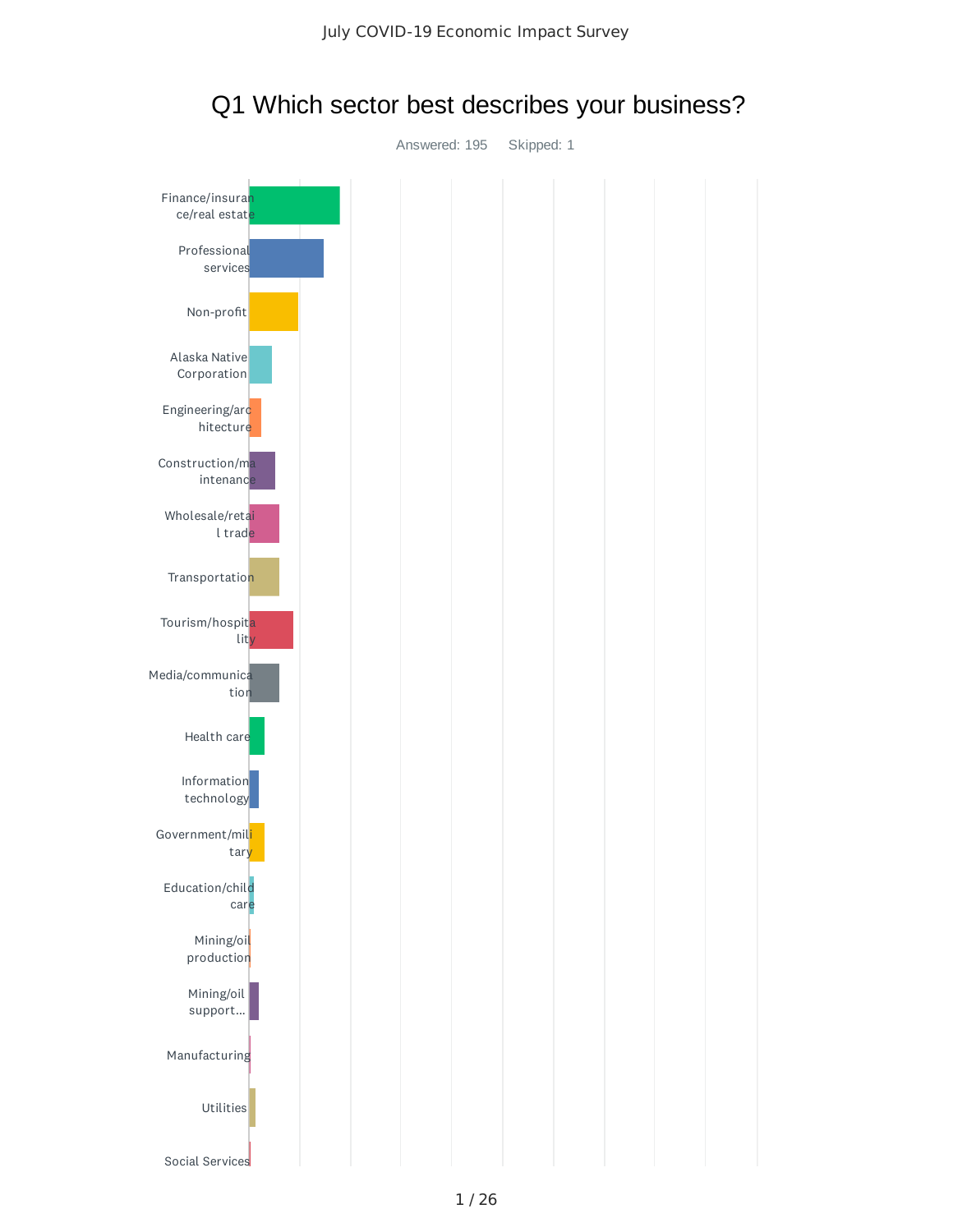# Q1 Which sector best describes your business?

Answered: 195    Skipped: 1

- Finance/insurance/real estate
- Professional services
- Non-profit
- Alaska Native Corporation
- Engineering/architecture
- Construction/maintenance
- Wholesale/retail trade
- Transportation
- Tourism/hospitality
- Media/communication
- Health care
- Information technology
- Government/military
- Education/child care
- Mining/oil production
- Mining/oil support...
- Manufacturing
- Utilities
- Social Services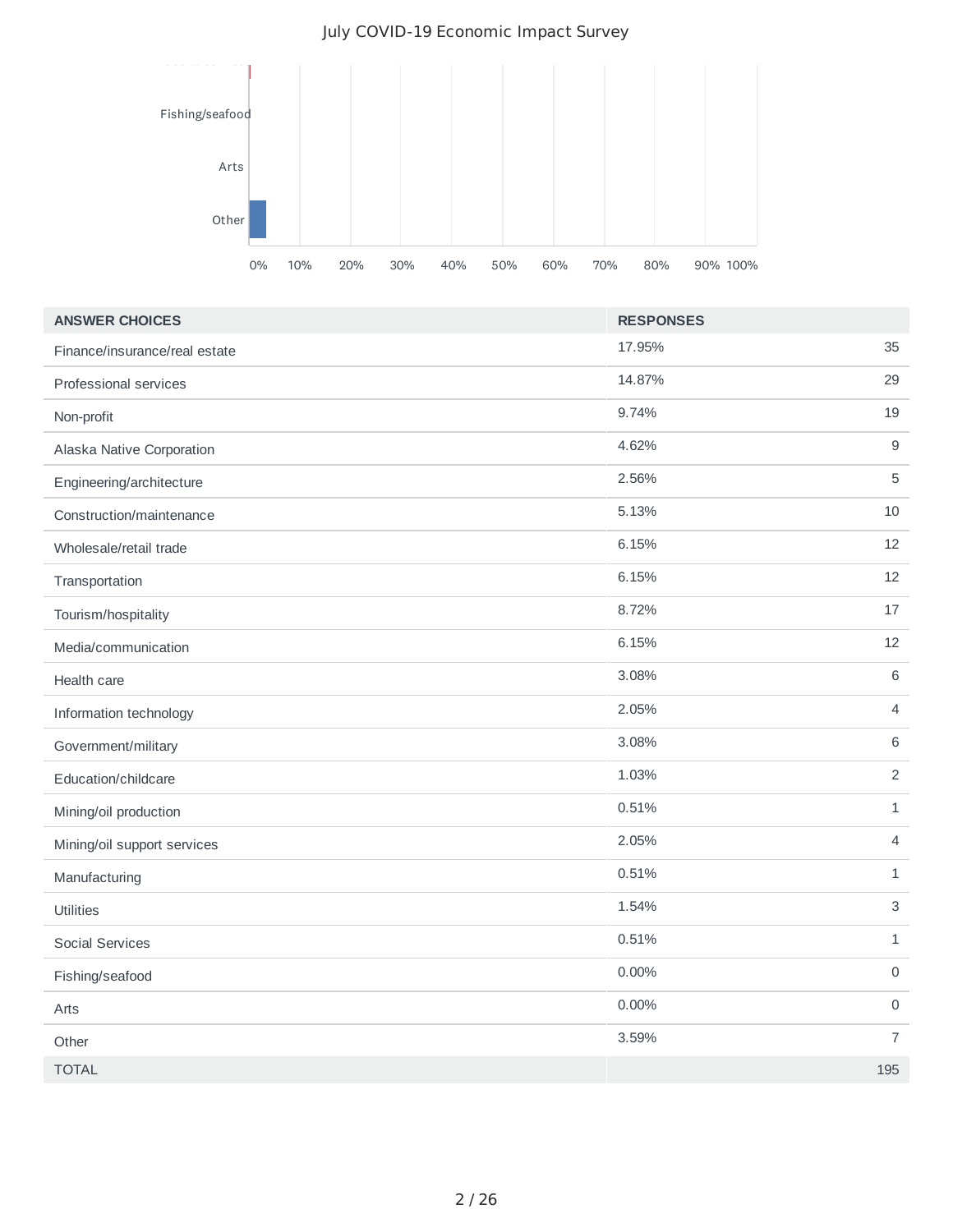| ANSWER CHOICES | RESPONSES | |
|---|---|---|
| Finance/insurance/real estate | 17.95% | 35 |
| Professional services | 14.87% | 29 |
| Non-profit | 9.74% | 19 |
| Alaska Native Corporation | 4.62% | 9 |
| Engineering/architecture | 2.56% | 5 |
| Construction/maintenance | 5.13% | 10 |
| Wholesale/retail trade | 6.15% | 12 |
| Transportation | 6.15% | 12 |
| Tourism/hospitality | 8.72% | 17 |
| Media/communication | 6.15% | 12 |
| Health care | 3.08% | 6 |
| Information technology | 2.05% | 4 |
| Government/military | 3.08% | 6 |
| Education/childcare | 1.03% | 2 |
| Mining/oil production | 0.51% | 1 |
| Mining/oil support services | 2.05% | 4 |
| Manufacturing | 0.51% | 1 |
| Utilities | 1.54% | 3 |
| Social Services | 0.51% | 1 |
| Fishing/seafood | 0.00% | 0 |
| Arts | 0.00% | 0 |
| Other | 3.59% | 7 |
| TOTAL | | 195 |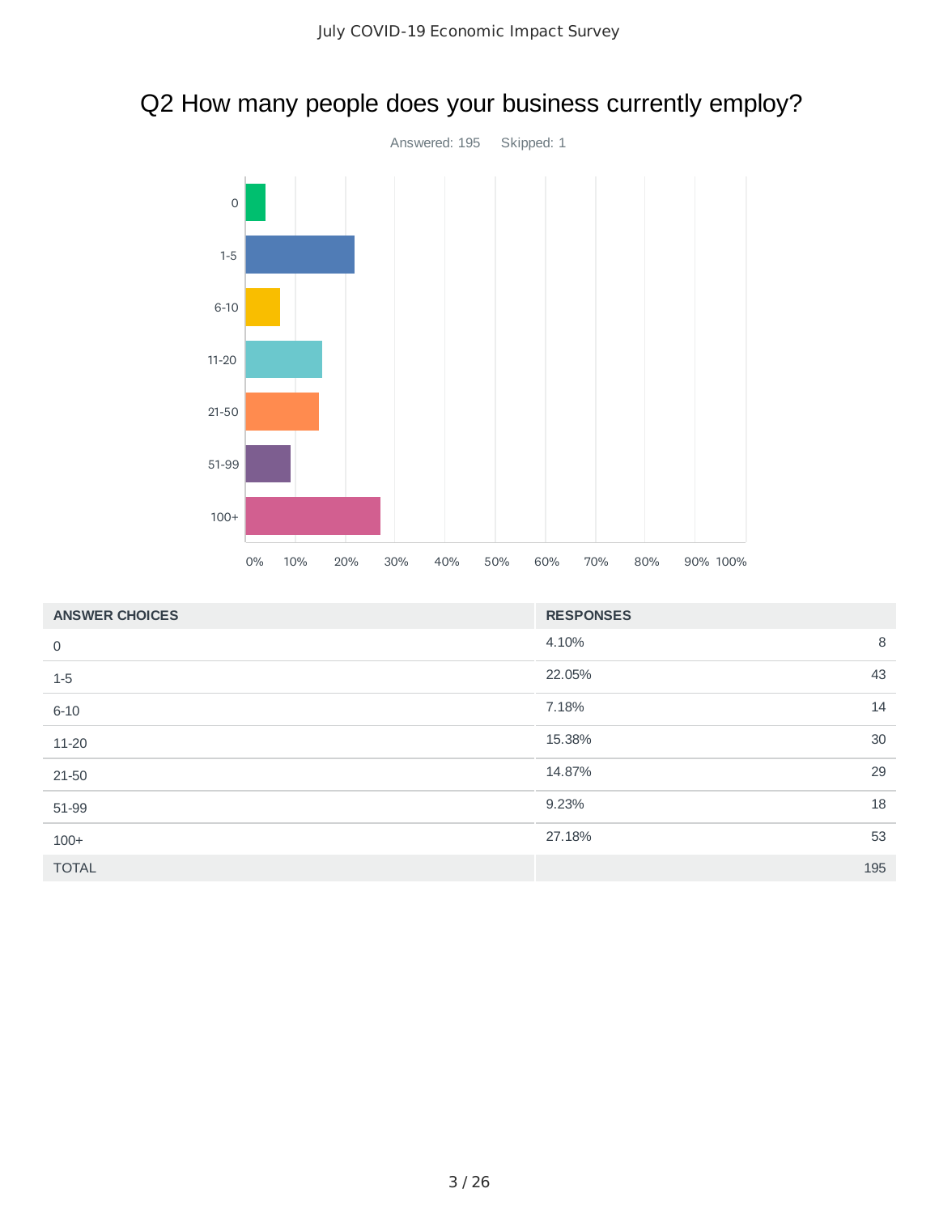## Q2 How many people does your business currently employ?

Answered: 195 Skipped: 1

| ANSWER CHOICES | RESPONSES | |
|---|---|---|
| 0 | 4.10% | 8 |
| 1-5 | 22.05% | 43 |
| 6-10 | 7.18% | 14 |
| 11-20 | 15.38% | 30 |
| 21-50 | 14.87% | 29 |
| 51-99 | 9.23% | 18 |
| 100+ | 27.18% | 53 |
| TOTAL | | 195 |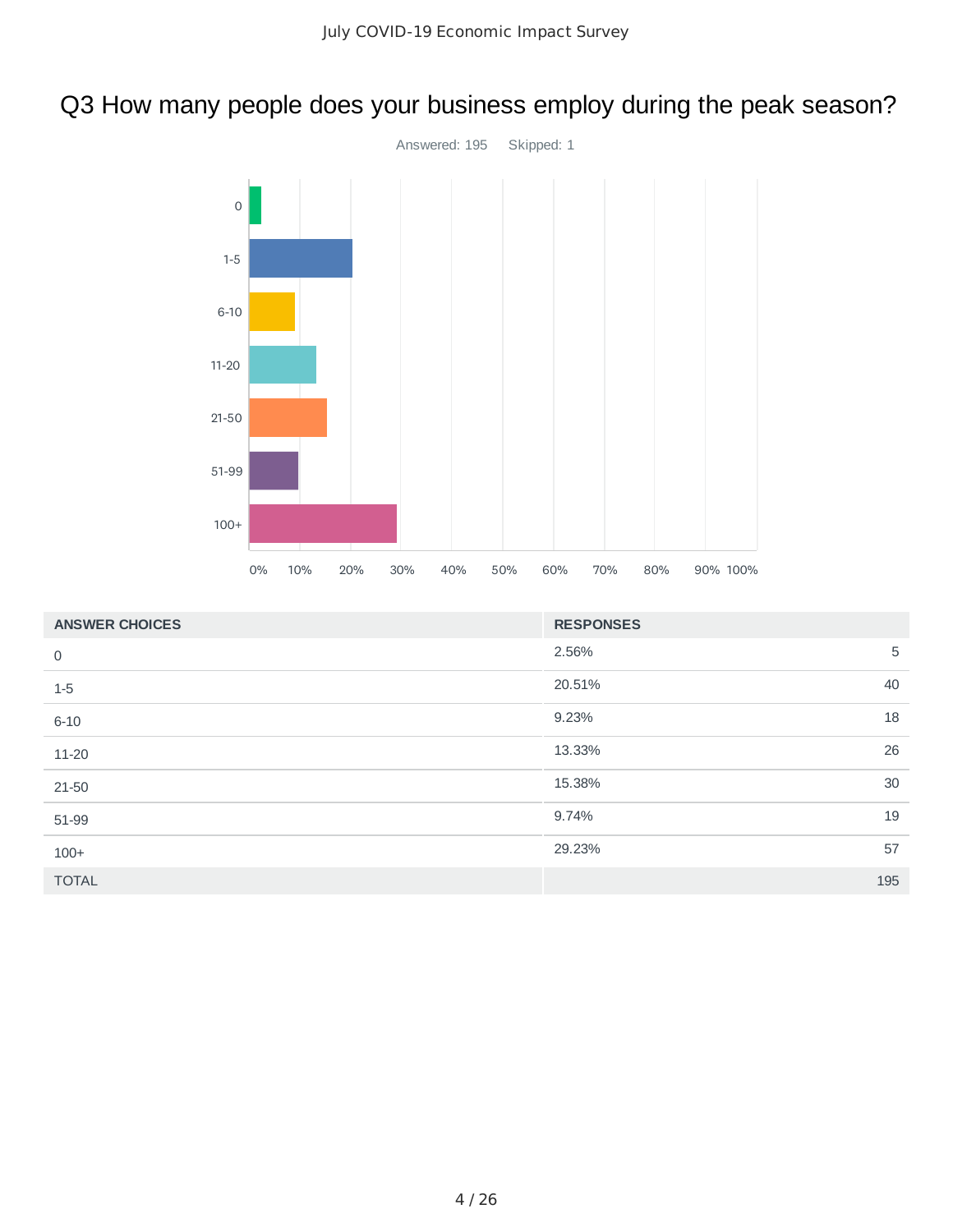# Q3 How many people does your business employ during the peak season?

Answered: 195 Skipped: 1

| ANSWER CHOICES | RESPONSES | |
|---|---|---|
| 0 | 2.56% | 5 |
| 1-5 | 20.51% | 40 |
| 6-10 | 9.23% | 18 |
| 11-20 | 13.33% | 26 |
| 21-50 | 15.38% | 30 |
| 51-99 | 9.74% | 19 |
| 100+ | 29.23% | 57 |
| TOTAL | | 195 |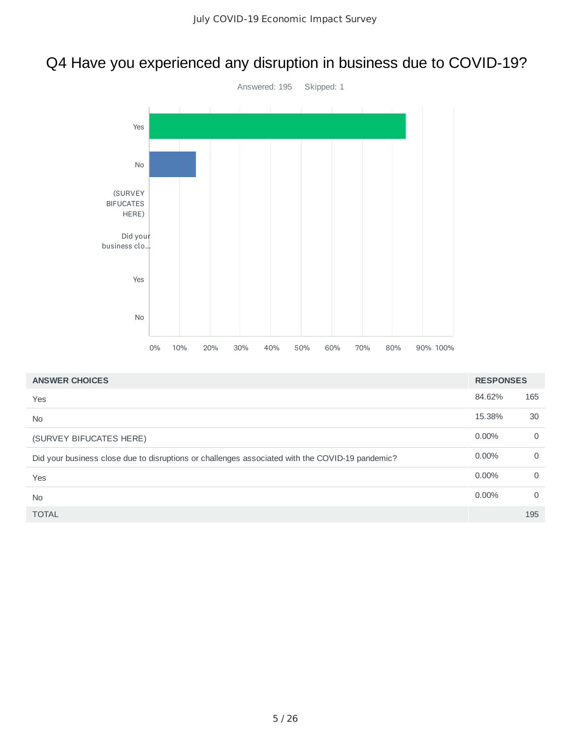## Q4 Have you experienced any disruption in business due to COVID-19?

Answered: 195    Skipped: 1

| ANSWER CHOICES | RESPONSES | |
|---|---|---|
| Yes | 84.62% | 165 |
| No | 15.38% | 30 |
| (SURVEY BIFUCATES HERE) | 0.00% | 0 |
| Did your business close due to disruptions or challenges associated with the COVID-19 pandemic? | 0.00% | 0 |
| Yes | 0.00% | 0 |
| No | 0.00% | 0 |
| TOTAL | | 195 |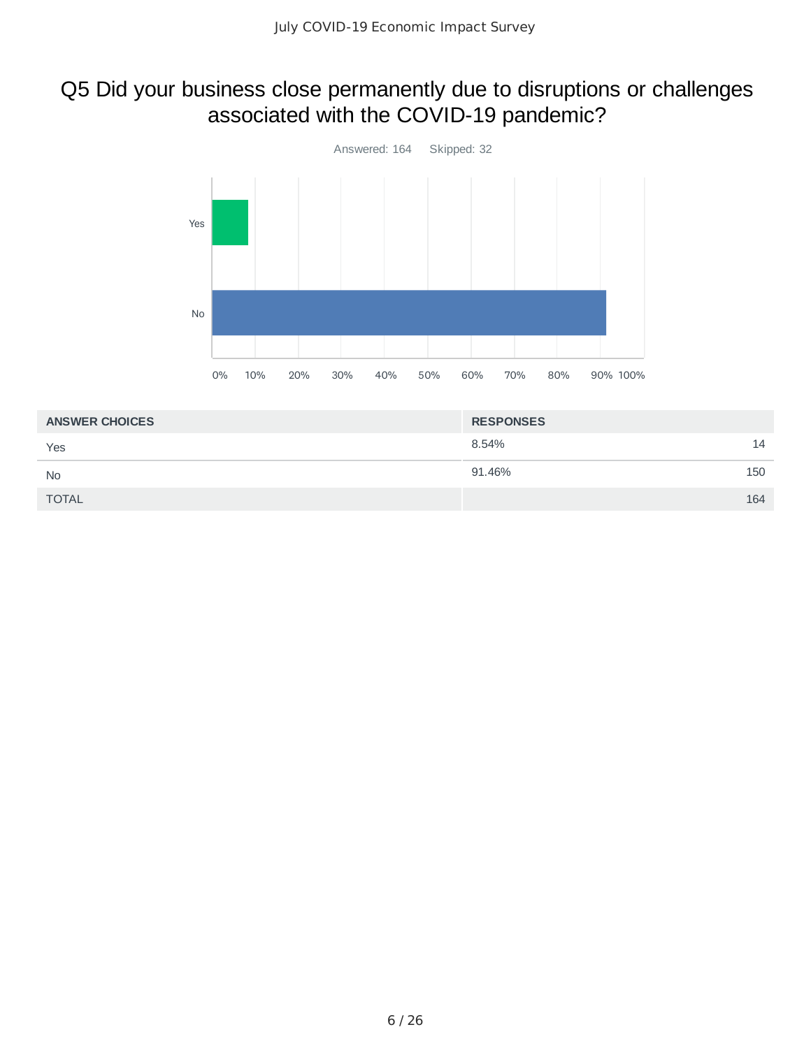# Q5 Did your business close permanently due to disruptions or challenges associated with the COVID-19 pandemic?

Answered: 164    Skipped: 32

| ANSWER CHOICES | RESPONSES | |
|---|---|---|
| Yes | 8.54% | 14 |
| No | 91.46% | 150 |
| TOTAL | | 164 |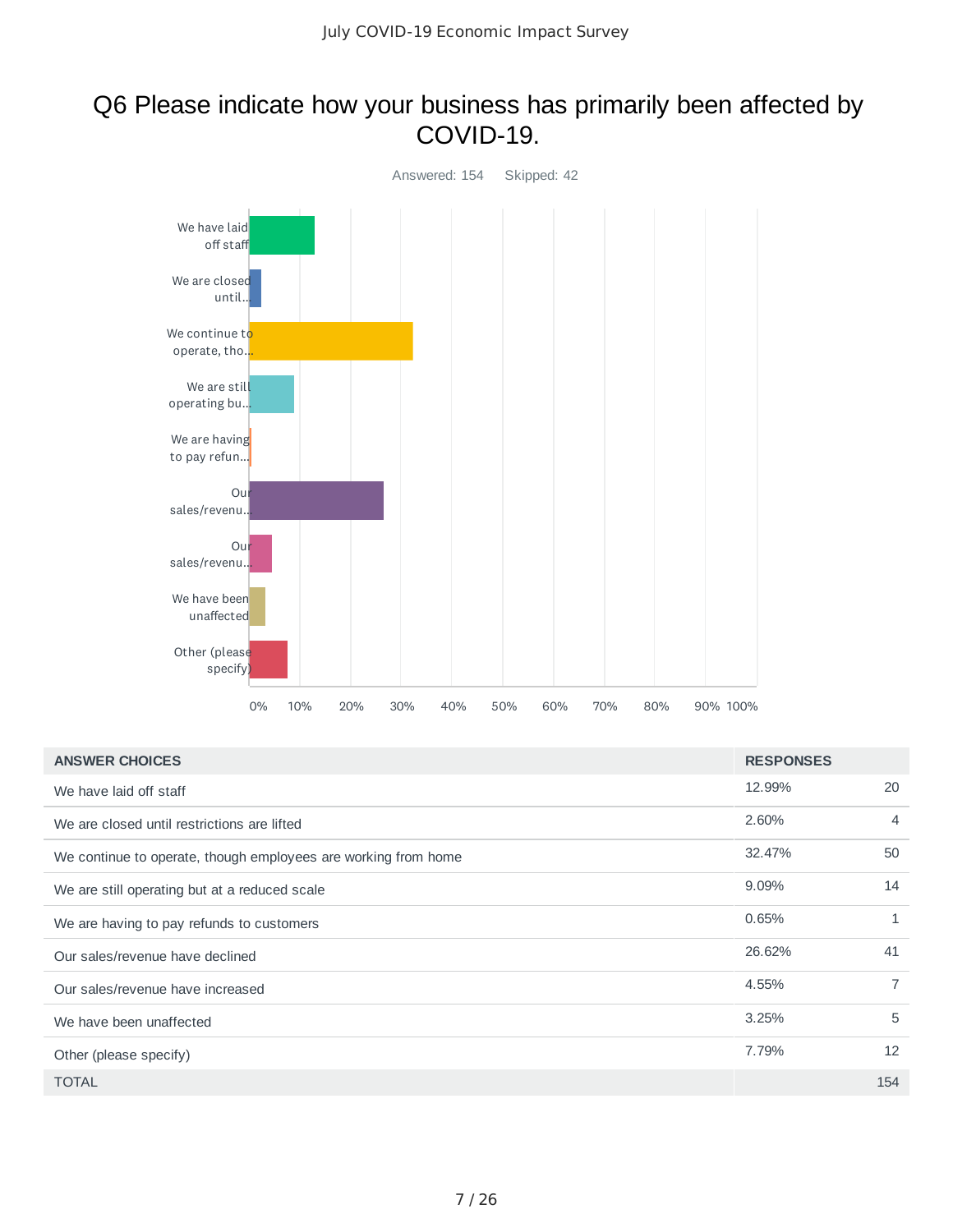# Q6 Please indicate how your business has primarily been affected by COVID-19.

Answered: 154    Skipped: 42

| ANSWER CHOICES | RESPONSES | |
|---|---|---|
| We have laid off staff | 12.99% | 20 |
| We are closed until restrictions are lifted | 2.60% | 4 |
| We continue to operate, though employees are working from home | 32.47% | 50 |
| We are still operating but at a reduced scale | 9.09% | 14 |
| We are having to pay refunds to customers | 0.65% | 1 |
| Our sales/revenue have declined | 26.62% | 41 |
| Our sales/revenue have increased | 4.55% | 7 |
| We have been unaffected | 3.25% | 5 |
| Other (please specify) | 7.79% | 12 |
| TOTAL | | 154 |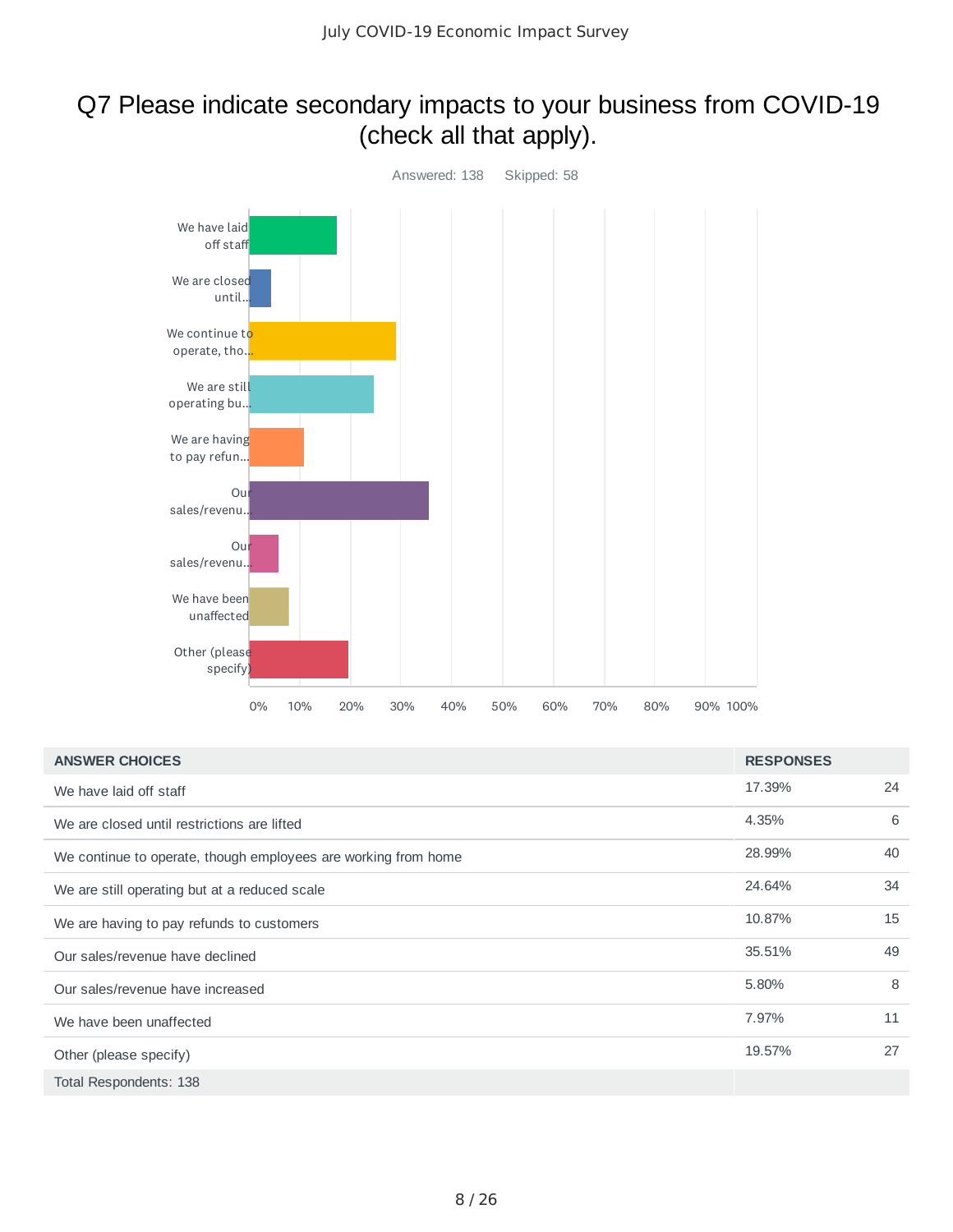# Q7 Please indicate secondary impacts to your business from COVID-19 (check all that apply).

Answered: 138 Skipped: 58

| ANSWER CHOICES | RESPONSES | |
|---|---|---|
| We have laid off staff | 17.39% | 24 |
| We are closed until restrictions are lifted | 4.35% | 6 |
| We continue to operate, though employees are working from home | 28.99% | 40 |
| We are still operating but at a reduced scale | 24.64% | 34 |
| We are having to pay refunds to customers | 10.87% | 15 |
| Our sales/revenue have declined | 35.51% | 49 |
| Our sales/revenue have increased | 5.80% | 8 |
| We have been unaffected | 7.97% | 11 |
| Other (please specify) | 19.57% | 27 |
| Total Respondents: 138 | | |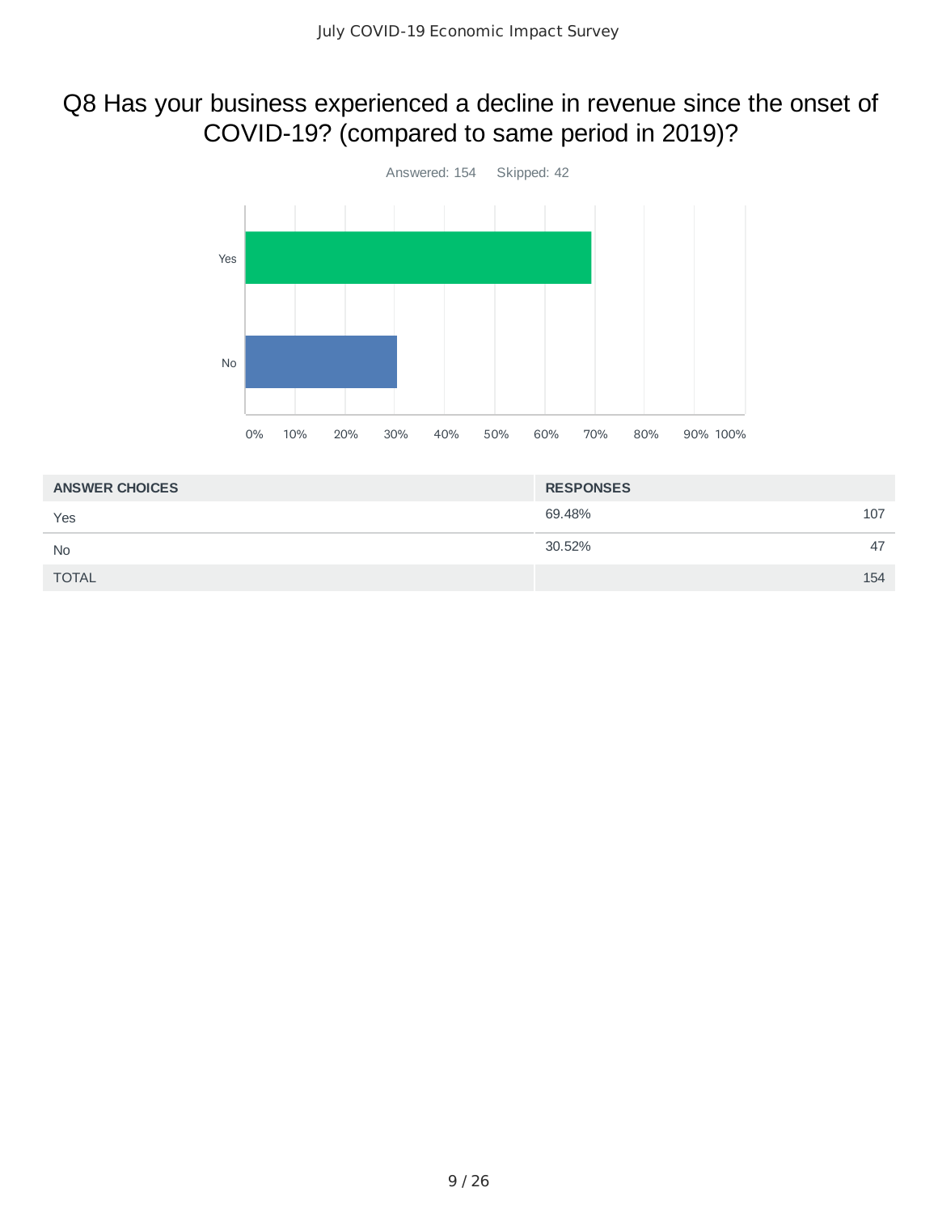## Q8 Has your business experienced a decline in revenue since the onset of COVID-19? (compared to same period in 2019)?

Answered: 154 Skipped: 42

| ANSWER CHOICES | RESPONSES | |
|---|---|---|
| Yes | 69.48% | 107 |
| No | 30.52% | 47 |
| TOTAL | | 154 |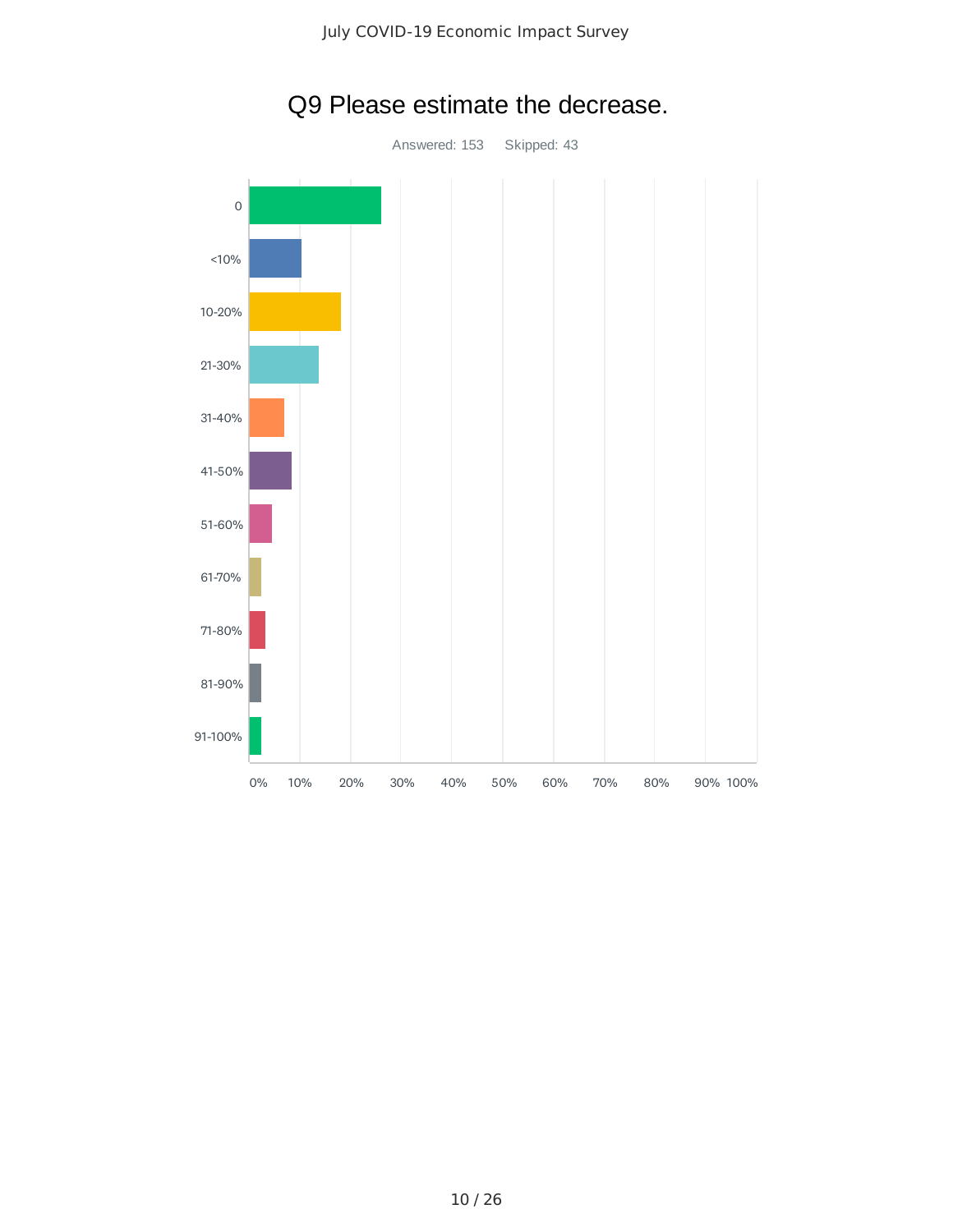# Q9 Please estimate the decrease.

Answered: 153 Skipped: 43

| Answer | |
|---|---|
| 0 | |
| <10% | |
| 10-20% | |
| 21-30% | |
| 31-40% | |
| 41-50% | |
| 51-60% | |
| 61-70% | |
| 71-80% | |
| 81-90% | |
| 91-100% | |

0% 10% 20% 30% 40% 50% 60% 70% 80% 90% 100%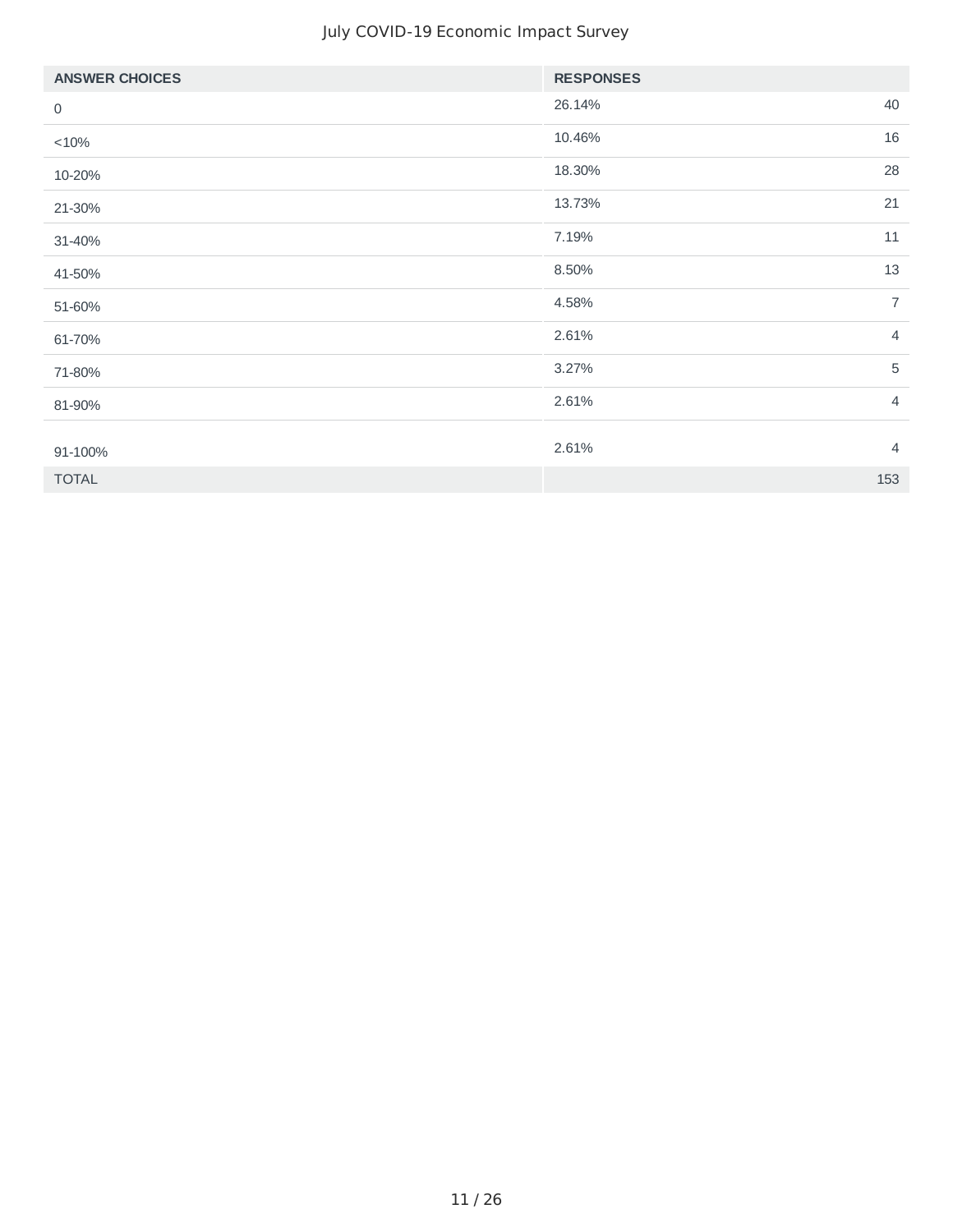| ANSWER CHOICES | RESPONSES | |
|---|---|---|
| 0 | 26.14% | 40 |
| <10% | 10.46% | 16 |
| 10-20% | 18.30% | 28 |
| 21-30% | 13.73% | 21 |
| 31-40% | 7.19% | 11 |
| 41-50% | 8.50% | 13 |
| 51-60% | 4.58% | 7 |
| 61-70% | 2.61% | 4 |
| 71-80% | 3.27% | 5 |
| 81-90% | 2.61% | 4 |
| 91-100% | 2.61% | 4 |
| TOTAL | | 153 |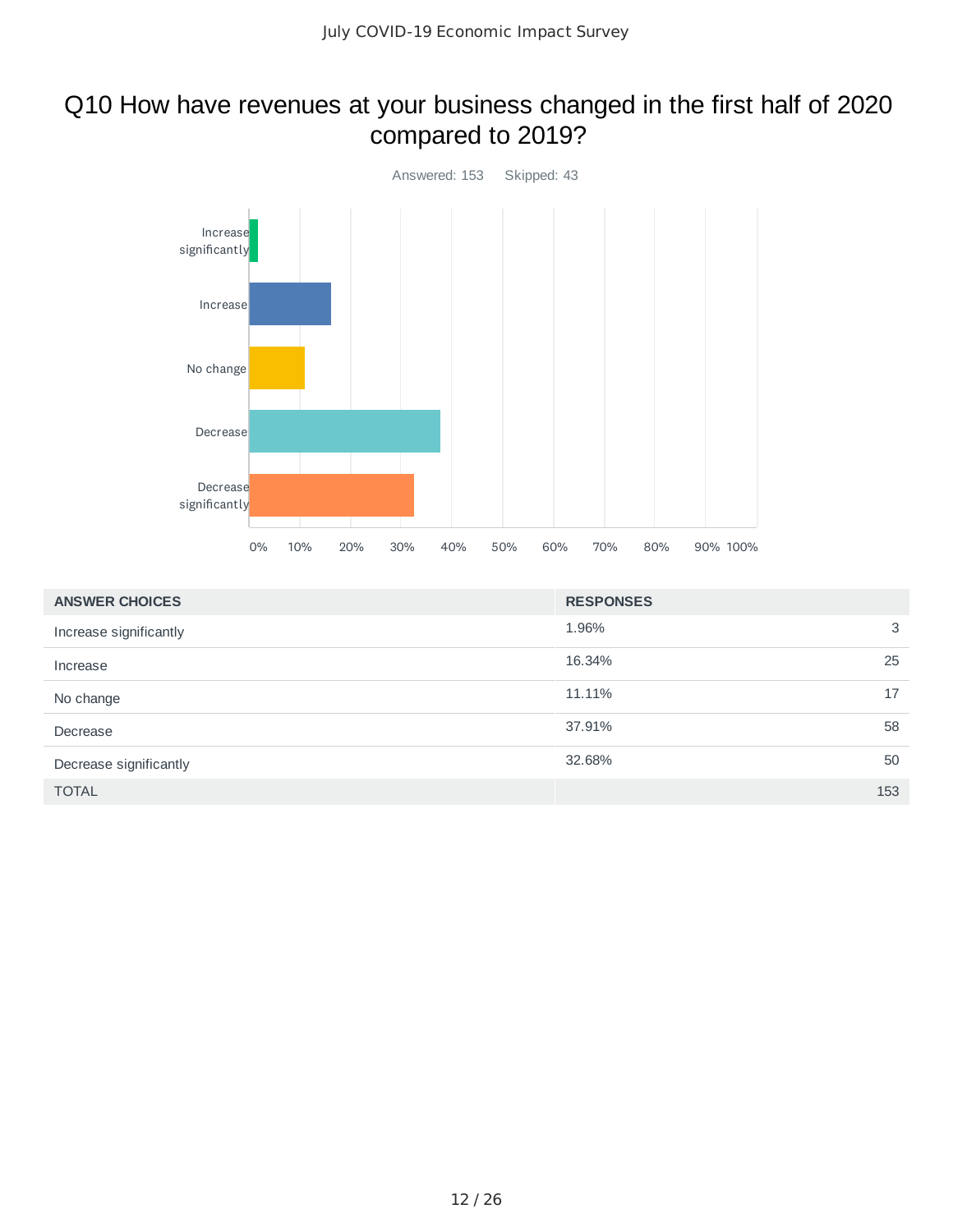# Q10 How have revenues at your business changed in the first half of 2020 compared to 2019?

Answered: 153 Skipped: 43

| ANSWER CHOICES | RESPONSES | |
|---|---|---|
| Increase significantly | 1.96% | 3 |
| Increase | 16.34% | 25 |
| No change | 11.11% | 17 |
| Decrease | 37.91% | 58 |
| Decrease significantly | 32.68% | 50 |
| TOTAL | | 153 |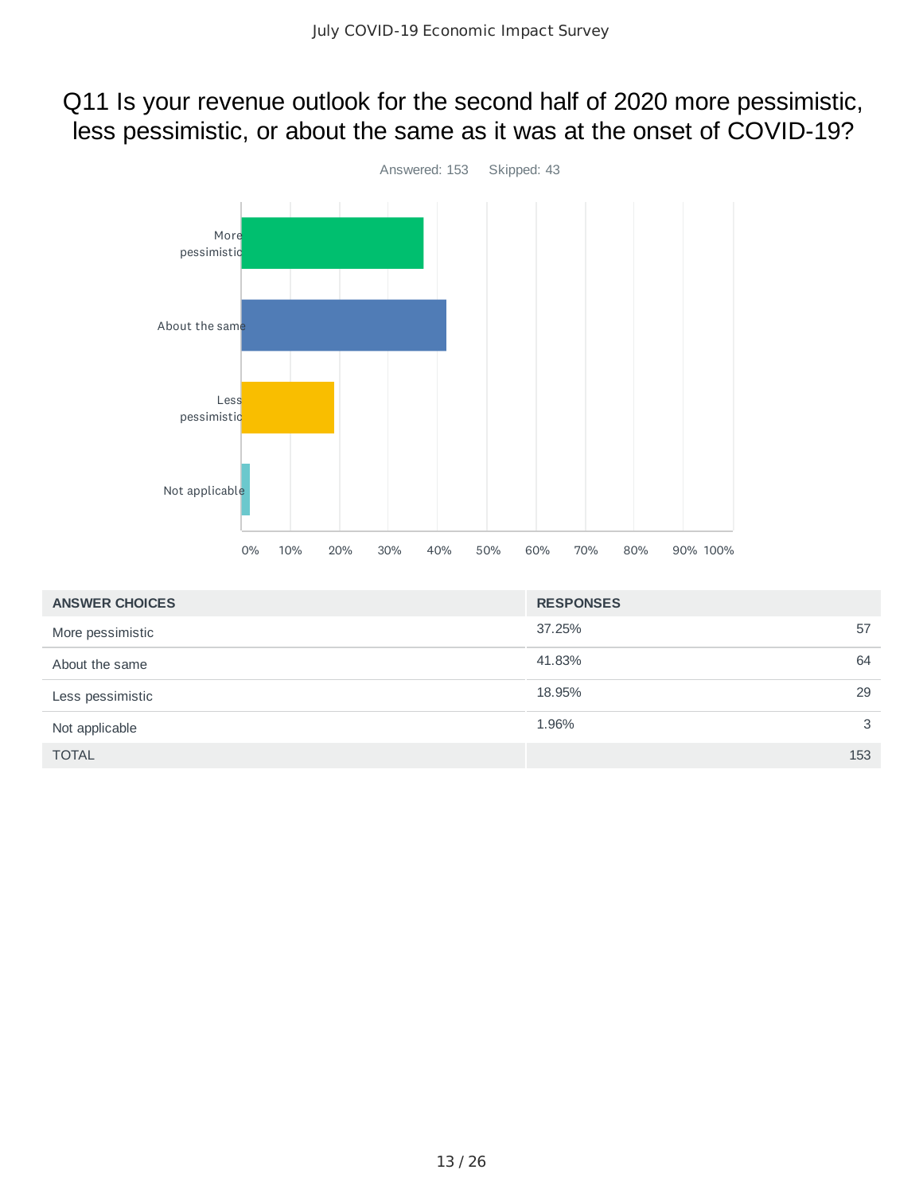# Q11 Is your revenue outlook for the second half of 2020 more pessimistic, less pessimistic, or about the same as it was at the onset of COVID-19?

Answered: 153 Skipped: 43

| ANSWER CHOICES | RESPONSES | |
|---|---|---|
| More pessimistic | 37.25% | 57 |
| About the same | 41.83% | 64 |
| Less pessimistic | 18.95% | 29 |
| Not applicable | 1.96% | 3 |
| TOTAL | | 153 |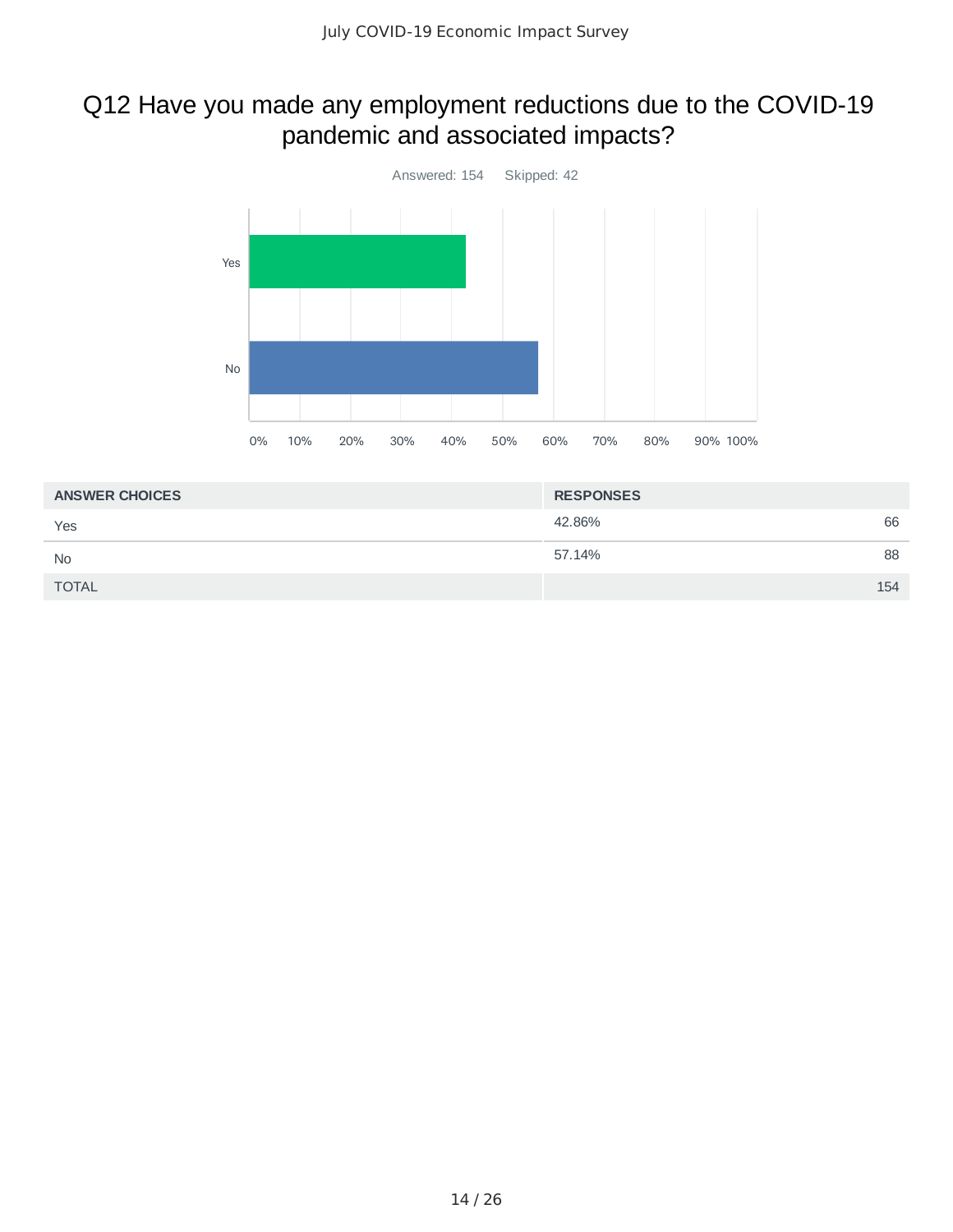# Q12 Have you made any employment reductions due to the COVID-19 pandemic and associated impacts?

Answered: 154 Skipped: 42

| ANSWER CHOICES | RESPONSES | |
|---|---|---|
| Yes | 42.86% | 66 |
| No | 57.14% | 88 |
| TOTAL | | 154 |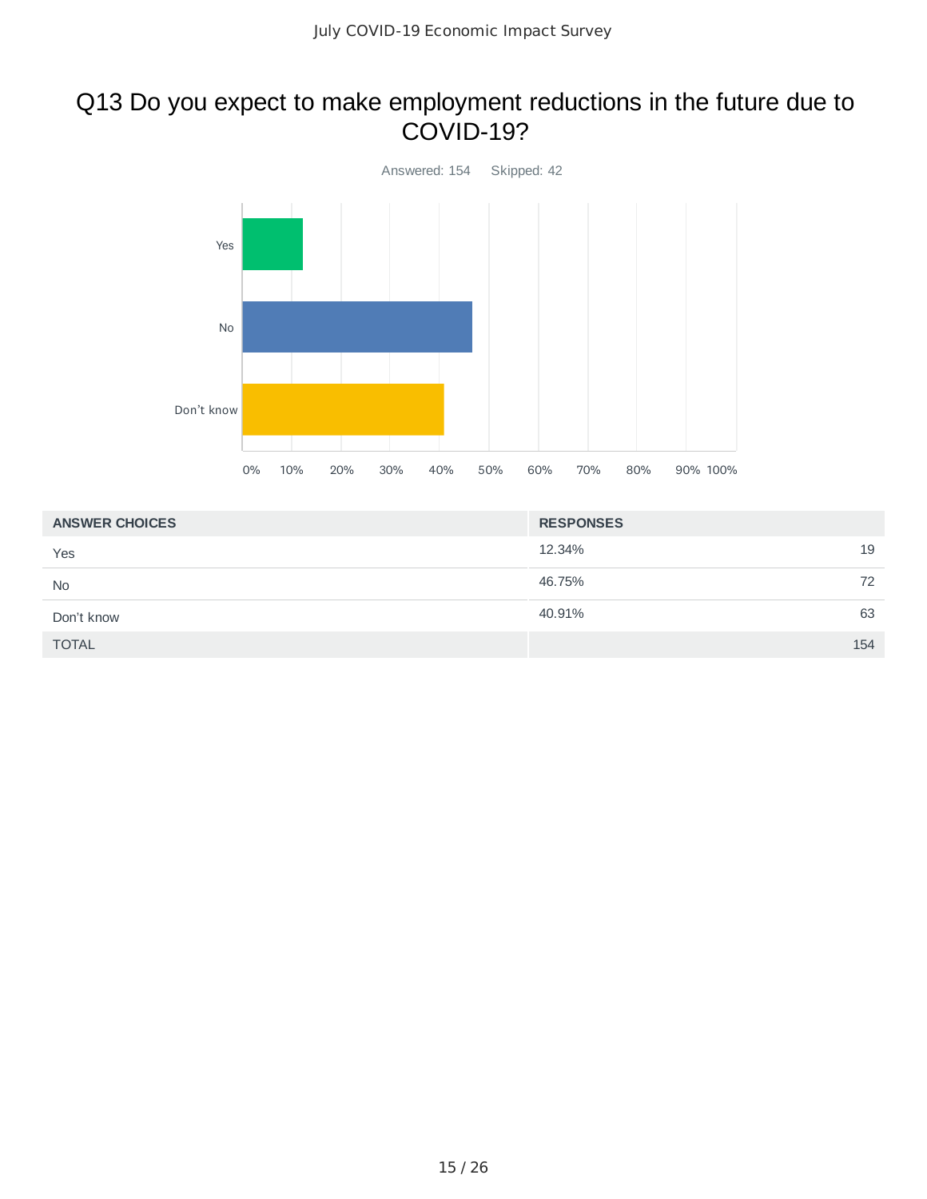## Q13 Do you expect to make employment reductions in the future due to COVID-19?

Answered: 154  Skipped: 42

| ANSWER CHOICES | RESPONSES | |
|---|---|---|
| Yes | 12.34% | 19 |
| No | 46.75% | 72 |
| Don't know | 40.91% | 63 |
| TOTAL | | 154 |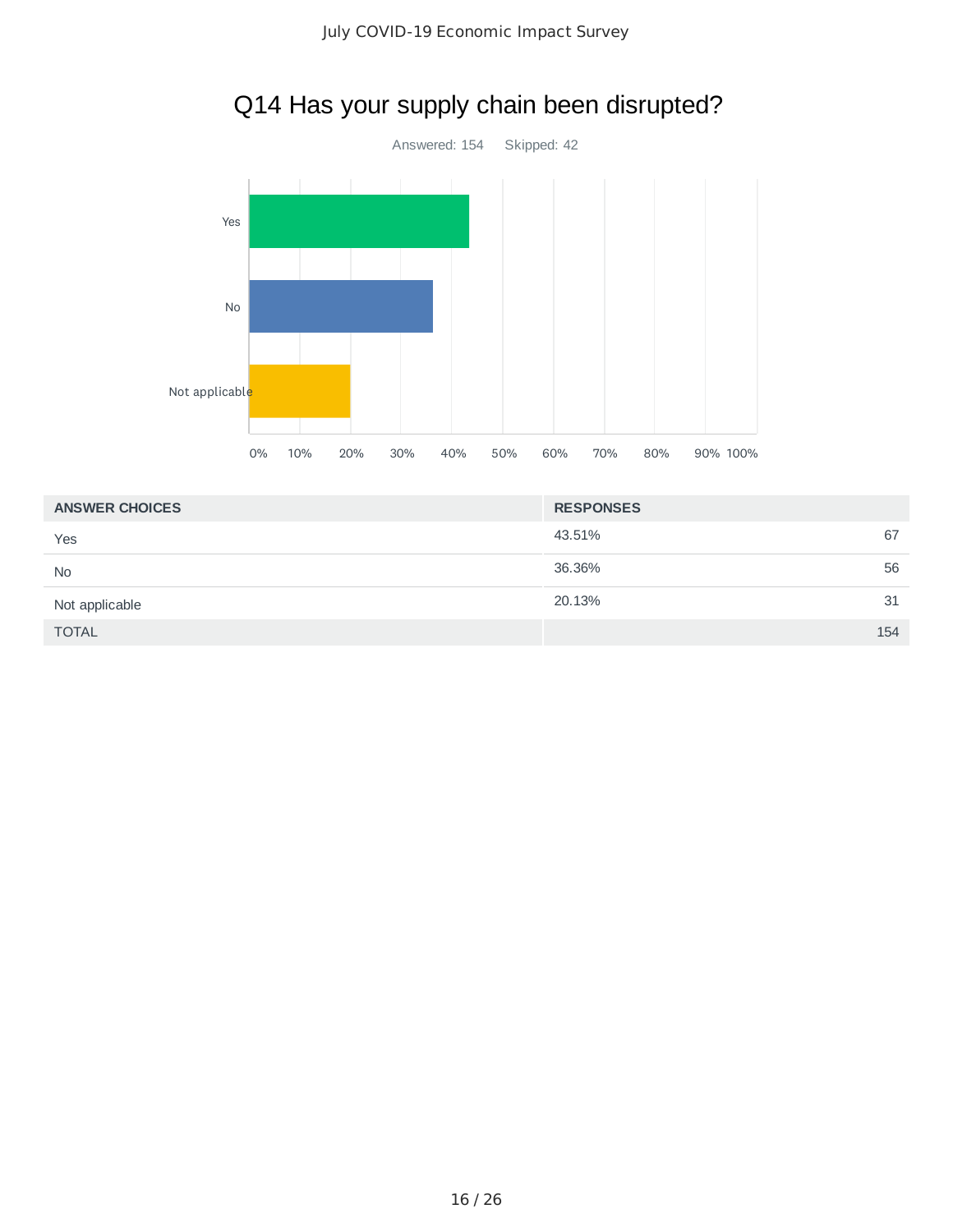# Q14 Has your supply chain been disrupted?

Answered: 154    Skipped: 42

| ANSWER CHOICES | RESPONSES | |
|---|---|---|
| Yes | 43.51% | 67 |
| No | 36.36% | 56 |
| Not applicable | 20.13% | 31 |
| TOTAL | | 154 |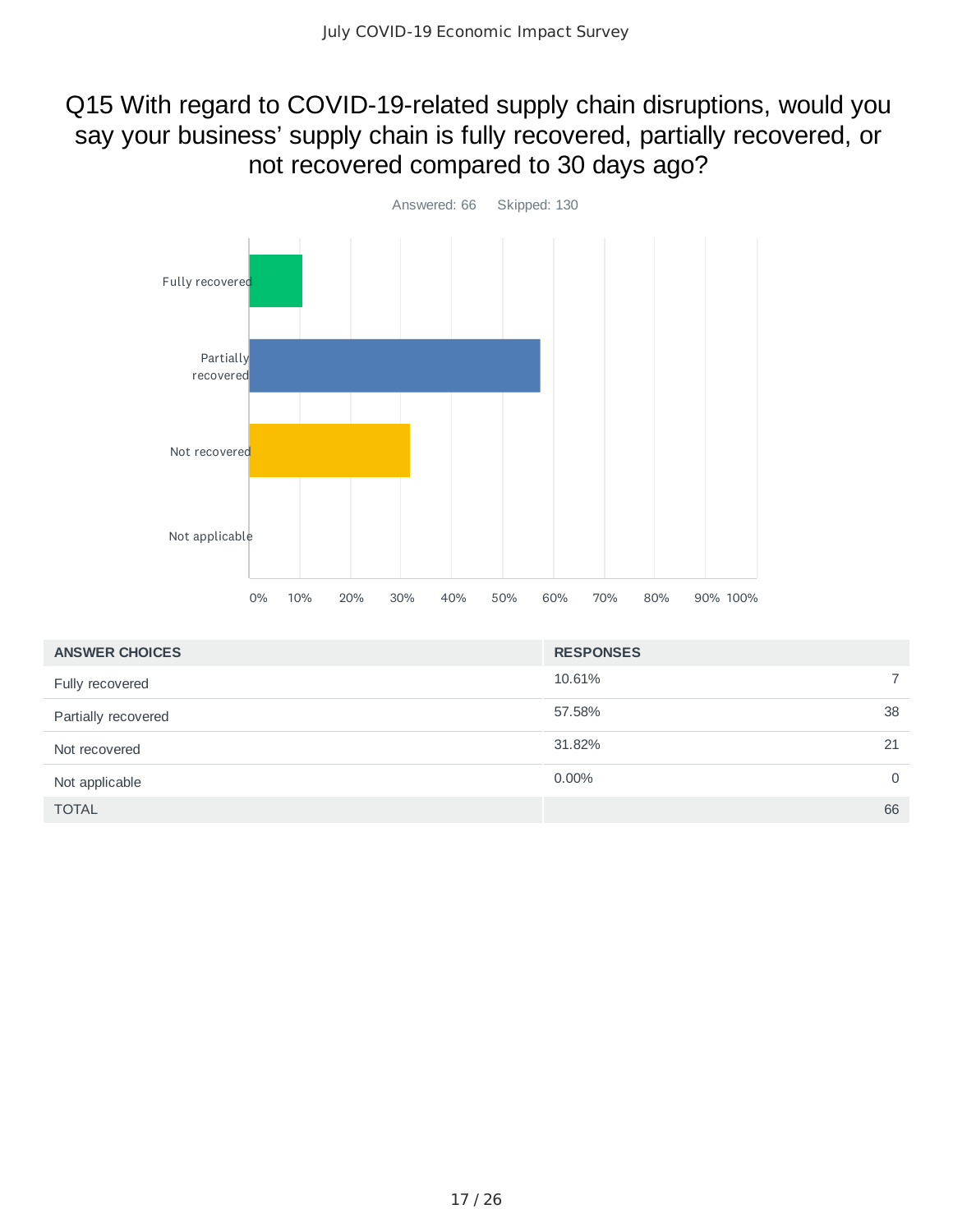# Q15 With regard to COVID-19-related supply chain disruptions, would you say your business' supply chain is fully recovered, partially recovered, or not recovered compared to 30 days ago?

Answered: 66 Skipped: 130

| ANSWER CHOICES | RESPONSES | |
|---|---|---|
| Fully recovered | 10.61% | 7 |
| Partially recovered | 57.58% | 38 |
| Not recovered | 31.82% | 21 |
| Not applicable | 0.00% | 0 |
| TOTAL | | 66 |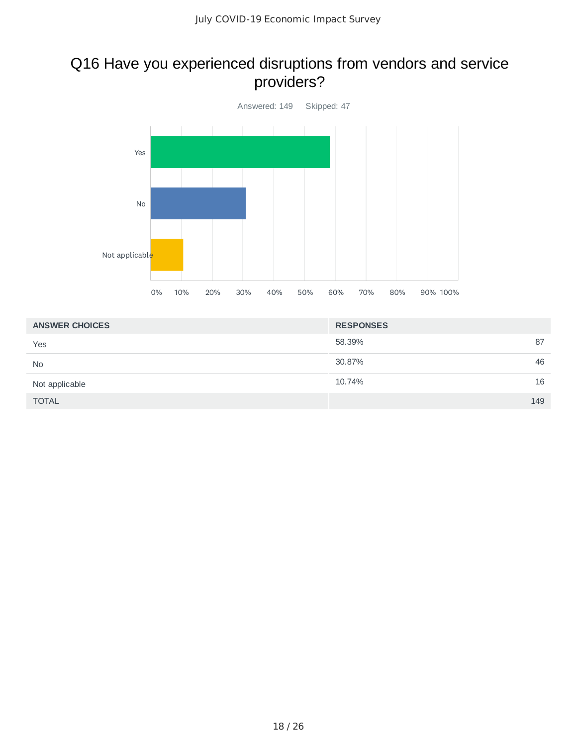# Q16 Have you experienced disruptions from vendors and service providers?

Answered: 149 Skipped: 47

| ANSWER CHOICES | RESPONSES | |
|---|---|---|
| Yes | 58.39% | 87 |
| No | 30.87% | 46 |
| Not applicable | 10.74% | 16 |
| TOTAL | | 149 |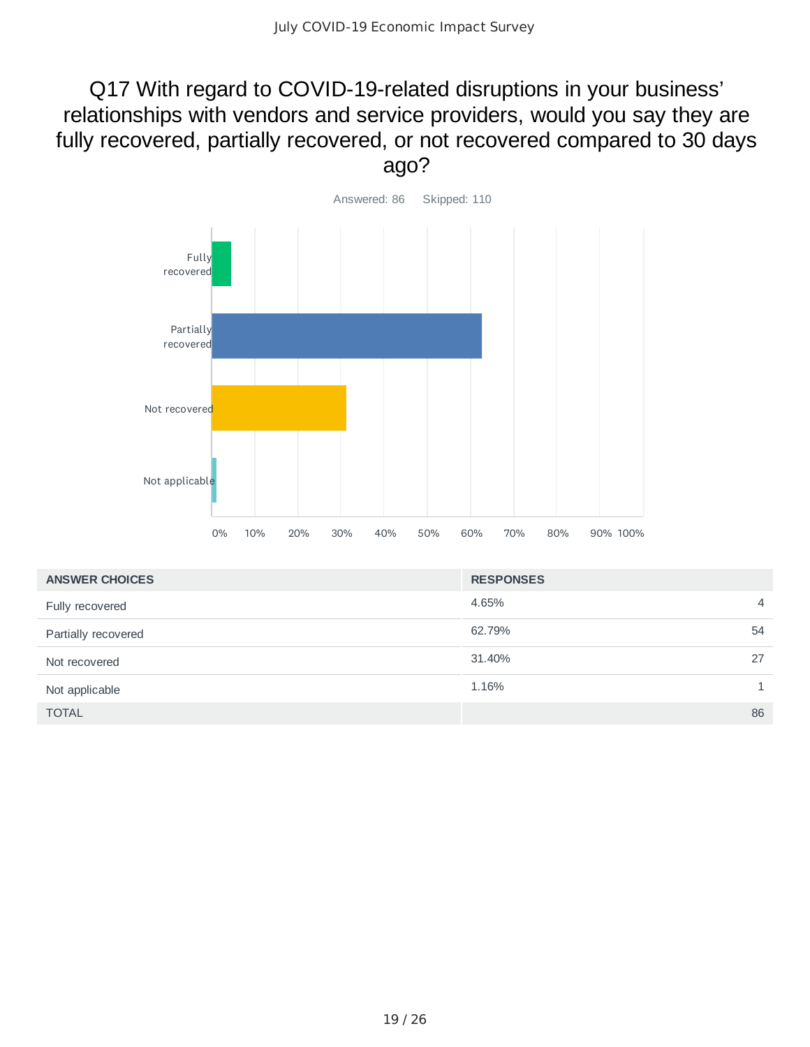# Q17 With regard to COVID-19-related disruptions in your business' relationships with vendors and service providers, would you say they are fully recovered, partially recovered, or not recovered compared to 30 days ago?

Answered: 86 Skipped: 110

| ANSWER CHOICES | RESPONSES | |
|---|---|---|
| Fully recovered | 4.65% | 4 |
| Partially recovered | 62.79% | 54 |
| Not recovered | 31.40% | 27 |
| Not applicable | 1.16% | 1 |
| TOTAL | | 86 |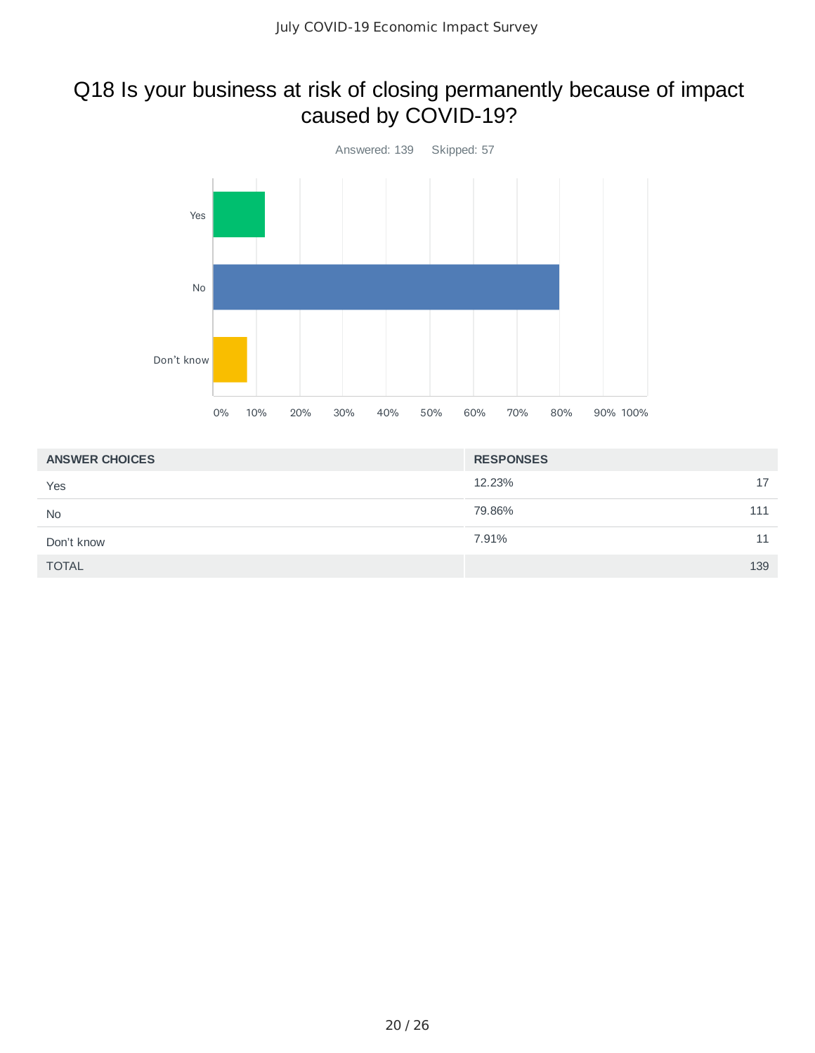# Q18 Is your business at risk of closing permanently because of impact caused by COVID-19?

Answered: 139 Skipped: 57

| ANSWER CHOICES | RESPONSES | |
|---|---|---|
| Yes | 12.23% | 17 |
| No | 79.86% | 111 |
| Don't know | 7.91% | 11 |
| TOTAL | | 139 |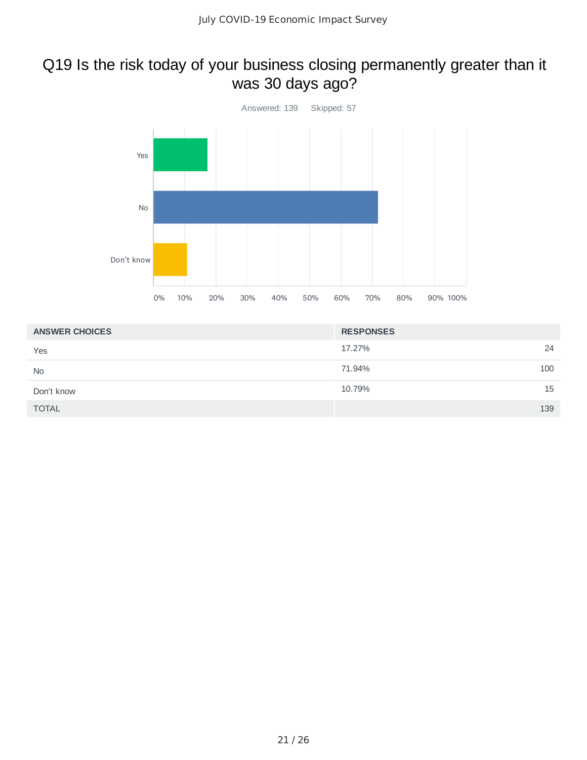# Q19 Is the risk today of your business closing permanently greater than it was 30 days ago?

Answered: 139 Skipped: 57

| ANSWER CHOICES | RESPONSES | |
|---|---|---|
| Yes | 17.27% | 24 |
| No | 71.94% | 100 |
| Don't know | 10.79% | 15 |
| TOTAL | | 139 |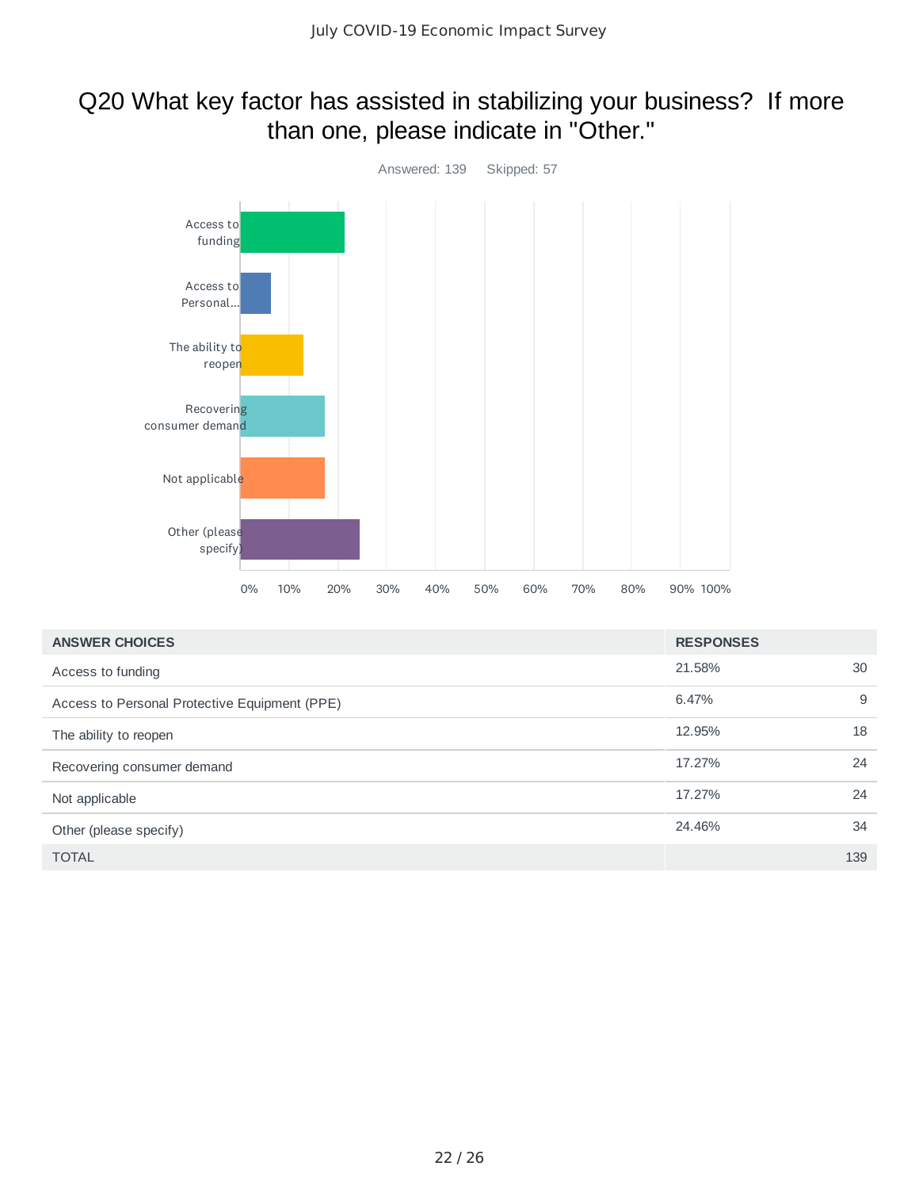# Q20 What key factor has assisted in stabilizing your business? If more than one, please indicate in "Other."

Answered: 139 Skipped: 57

| ANSWER CHOICES | RESPONSES | |
|---|---|---|
| Access to funding | 21.58% | 30 |
| Access to Personal Protective Equipment (PPE) | 6.47% | 9 |
| The ability to reopen | 12.95% | 18 |
| Recovering consumer demand | 17.27% | 24 |
| Not applicable | 17.27% | 24 |
| Other (please specify) | 24.46% | 34 |
| TOTAL | | 139 |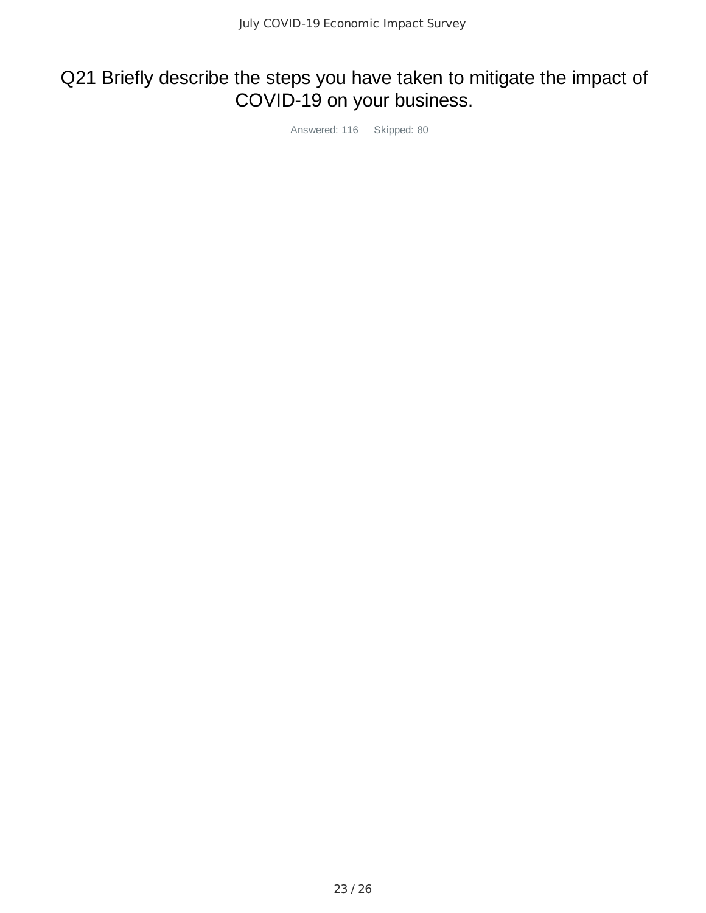# Q21 Briefly describe the steps you have taken to mitigate the impact of COVID-19 on your business.

Answered: 116 Skipped: 80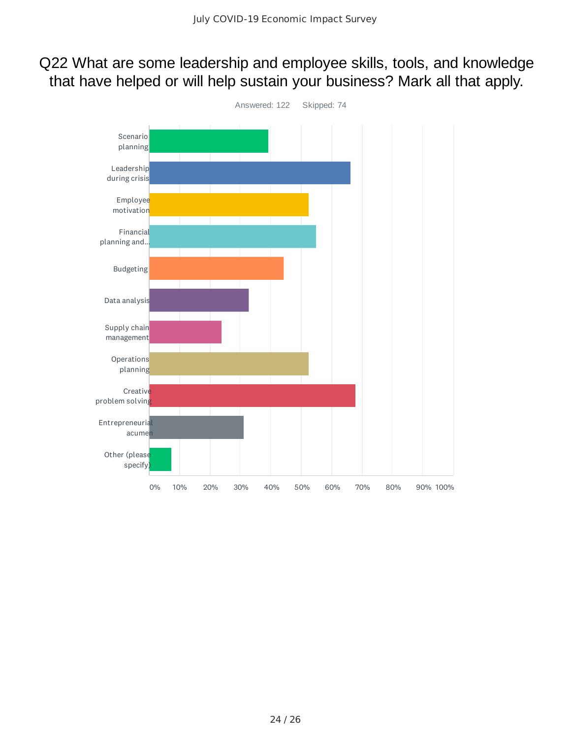# Q22 What are some leadership and employee skills, tools, and knowledge that have helped or will help sustain your business? Mark all that apply.

Answered: 122 Skipped: 74

Scenario planning

Leadership during crisis

Employee motivation

Financial planning and...

Budgeting

Data analysis

Supply chain management

Operations planning

Creative problem solving

Entrepreneurial acumen

Other (please specify)

0% 10% 20% 30% 40% 50% 60% 70% 80% 90% 100%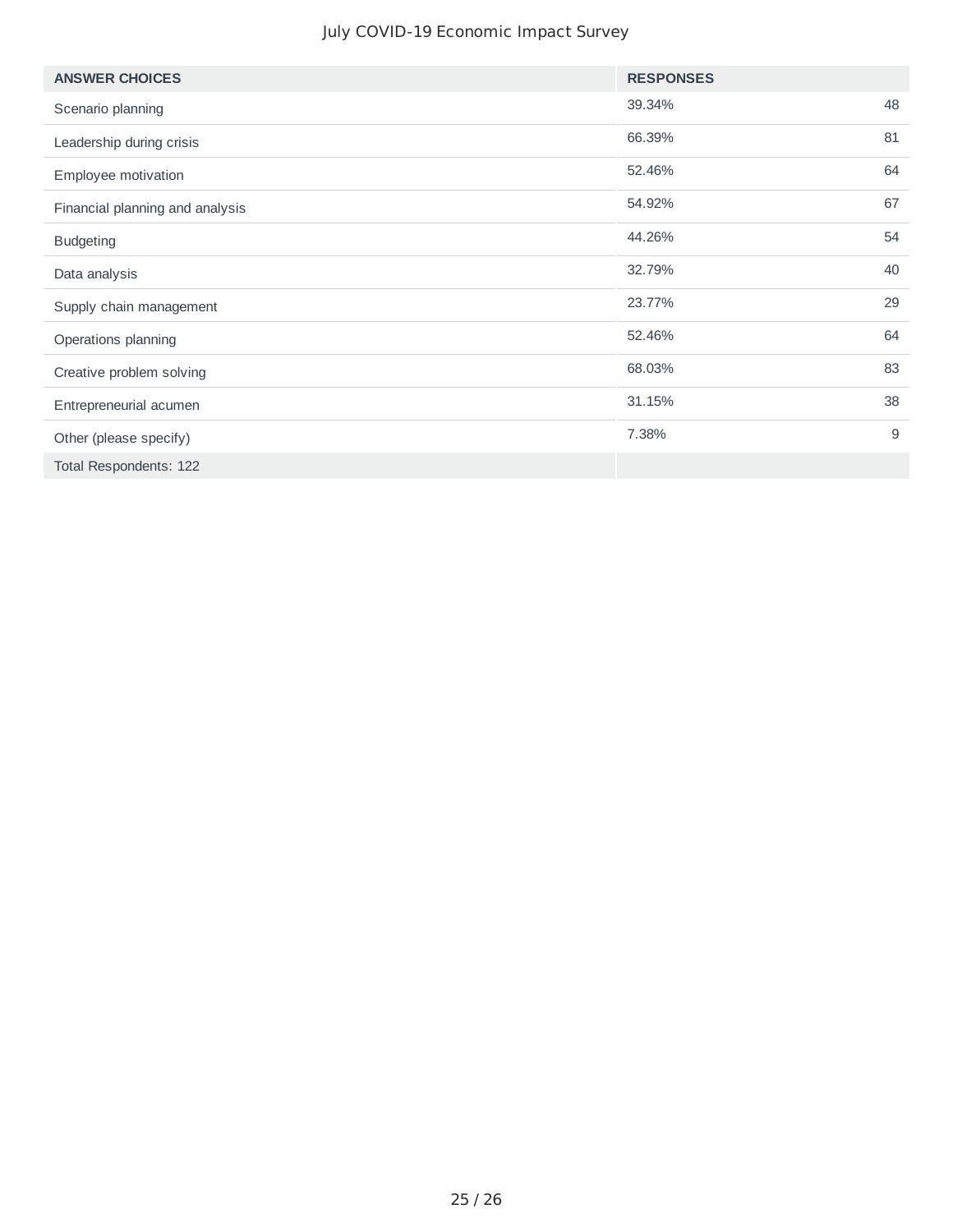| ANSWER CHOICES | RESPONSES | |
|---|---|---|
| Scenario planning | 39.34% | 48 |
| Leadership during crisis | 66.39% | 81 |
| Employee motivation | 52.46% | 64 |
| Financial planning and analysis | 54.92% | 67 |
| Budgeting | 44.26% | 54 |
| Data analysis | 32.79% | 40 |
| Supply chain management | 23.77% | 29 |
| Operations planning | 52.46% | 64 |
| Creative problem solving | 68.03% | 83 |
| Entrepreneurial acumen | 31.15% | 38 |
| Other (please specify) | 7.38% | 9 |
| Total Respondents: 122 | | |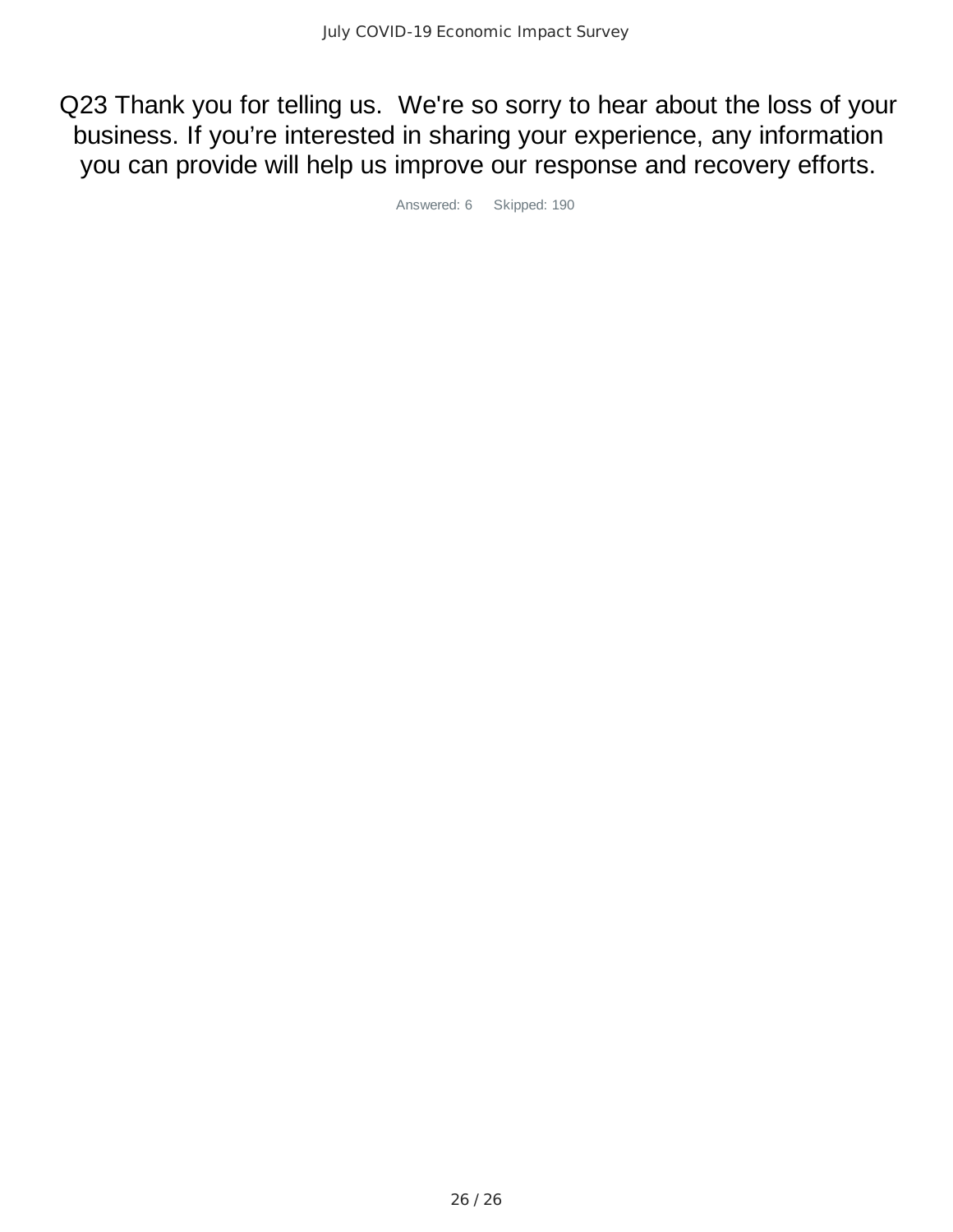# Q23 Thank you for telling us. We're so sorry to hear about the loss of your business. If you're interested in sharing your experience, any information you can provide will help us improve our response and recovery efforts.

Answered: 6 Skipped: 190